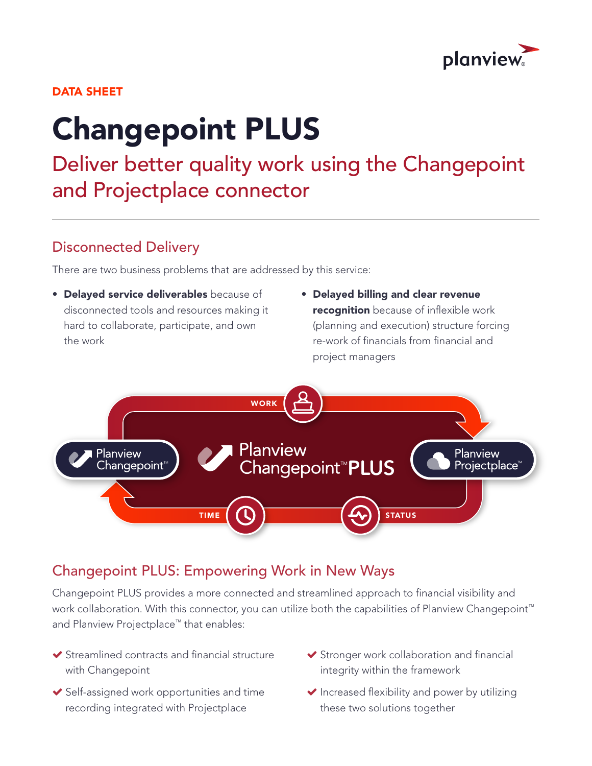DATA SHEET

# Changepoint PLUS

## Deliver better quality work using the Changepoint and Projectplace connector

### Disconnected Delivery

There are two business problems that are addressed by this service:

- **Delayed service deliverables** because of disconnected tools and resources making it hard to collaborate, participate, and own the work
- **Delayed billing and clear revenue recognition** because of inflexible work (planning and execution) structure forcing re-work of financials from financial and project managers

WORK

Planview Changepoint™

Planview Changepoint™ PLUS

Planview Projectplace™

TIME

STATUS

### Changepoint PLUS: Empowering Work in New Ways

Changepoint PLUS provides a more connected and streamlined approach to financial visibility and work collaboration. With this connector, you can utilize both the capabilities of Planview Changepoint™ and Planview Projectplace™ that enables:

- ✔ Streamlined contracts and financial structure with Changepoint
- ✔ Self-assigned work opportunities and time recording integrated with Projectplace
- ✔ Stronger work collaboration and financial integrity within the framework
- ✔ Increased flexibility and power by utilizing these two solutions together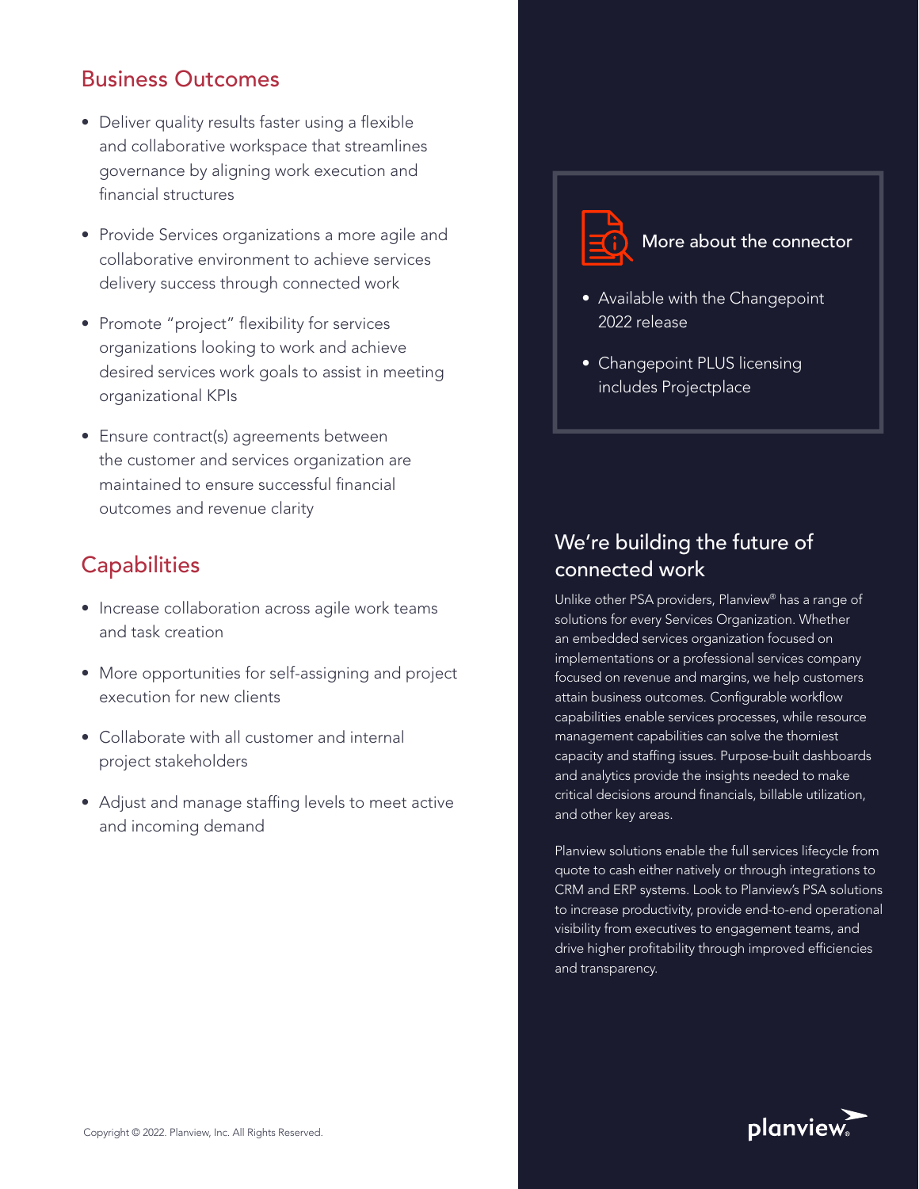## Business Outcomes

- Deliver quality results faster using a flexible and collaborative workspace that streamlines governance by aligning work execution and financial structures
- Provide Services organizations a more agile and collaborative environment to achieve services delivery success through connected work
- Promote "project" flexibility for services organizations looking to work and achieve desired services work goals to assist in meeting organizational KPIs
- Ensure contract(s) agreements between the customer and services organization are maintained to ensure successful financial outcomes and revenue clarity

## Capabilities

- Increase collaboration across agile work teams and task creation
- More opportunities for self-assigning and project execution for new clients
- Collaborate with all customer and internal project stakeholders
- Adjust and manage staffing levels to meet active and incoming demand

### More about the connector

- Available with the Changepoint 2022 release
- Changepoint PLUS licensing includes Projectplace

## We're building the future of connected work

Unlike other PSA providers, Planview® has a range of solutions for every Services Organization. Whether an embedded services organization focused on implementations or a professional services company focused on revenue and margins, we help customers attain business outcomes. Configurable workflow capabilities enable services processes, while resource management capabilities can solve the thorniest capacity and staffing issues. Purpose-built dashboards and analytics provide the insights needed to make critical decisions around financials, billable utilization, and other key areas.

Planview solutions enable the full services lifecycle from quote to cash either natively or through integrations to CRM and ERP systems. Look to Planview's PSA solutions to increase productivity, provide end-to-end operational visibility from executives to engagement teams, and drive higher profitability through improved efficiencies and transparency.

Copyright © 2022. Planview, Inc. All Rights Reserved.

planview.